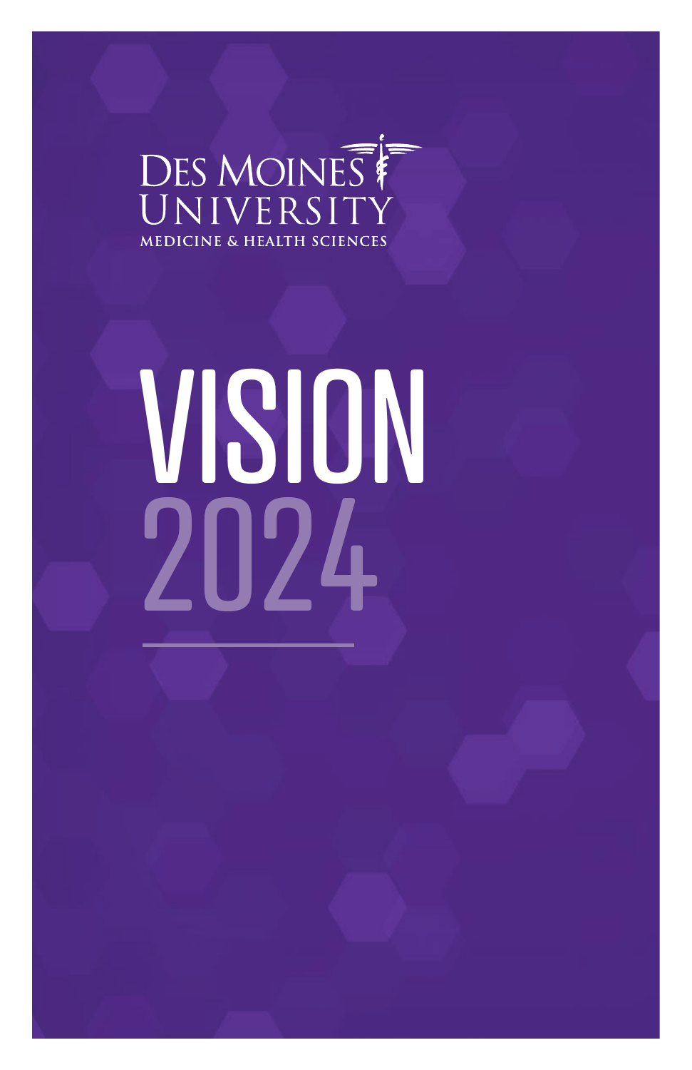Des Moines University

MEDICINE & HEALTH SCIENCES

# VISION 2024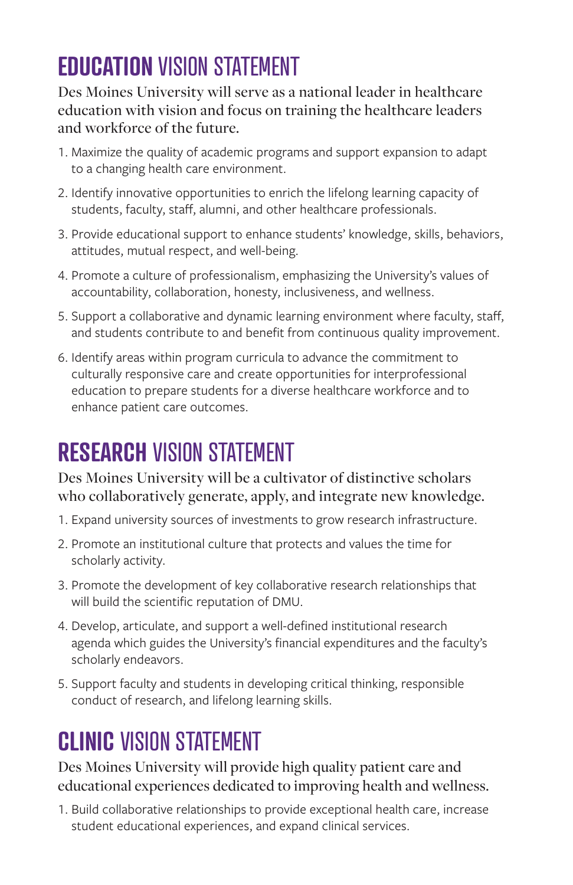## **EDUCATION** VISION STATEMENT

Des Moines University will serve as a national leader in healthcare education with vision and focus on training the healthcare leaders and workforce of the future.

1. Maximize the quality of academic programs and support expansion to adapt to a changing health care environment.
2. Identify innovative opportunities to enrich the lifelong learning capacity of students, faculty, staff, alumni, and other healthcare professionals.
3. Provide educational support to enhance students' knowledge, skills, behaviors, attitudes, mutual respect, and well-being.
4. Promote a culture of professionalism, emphasizing the University's values of accountability, collaboration, honesty, inclusiveness, and wellness.
5. Support a collaborative and dynamic learning environment where faculty, staff, and students contribute to and benefit from continuous quality improvement.
6. Identify areas within program curricula to advance the commitment to culturally responsive care and create opportunities for interprofessional education to prepare students for a diverse healthcare workforce and to enhance patient care outcomes.

## **RESEARCH** VISION STATEMENT

Des Moines University will be a cultivator of distinctive scholars who collaboratively generate, apply, and integrate new knowledge.

1. Expand university sources of investments to grow research infrastructure.
2. Promote an institutional culture that protects and values the time for scholarly activity.
3. Promote the development of key collaborative research relationships that will build the scientific reputation of DMU.
4. Develop, articulate, and support a well-defined institutional research agenda which guides the University's financial expenditures and the faculty's scholarly endeavors.
5. Support faculty and students in developing critical thinking, responsible conduct of research, and lifelong learning skills.

## **CLINIC** VISION STATEMENT

Des Moines University will provide high quality patient care and educational experiences dedicated to improving health and wellness.

1. Build collaborative relationships to provide exceptional health care, increase student educational experiences, and expand clinical services.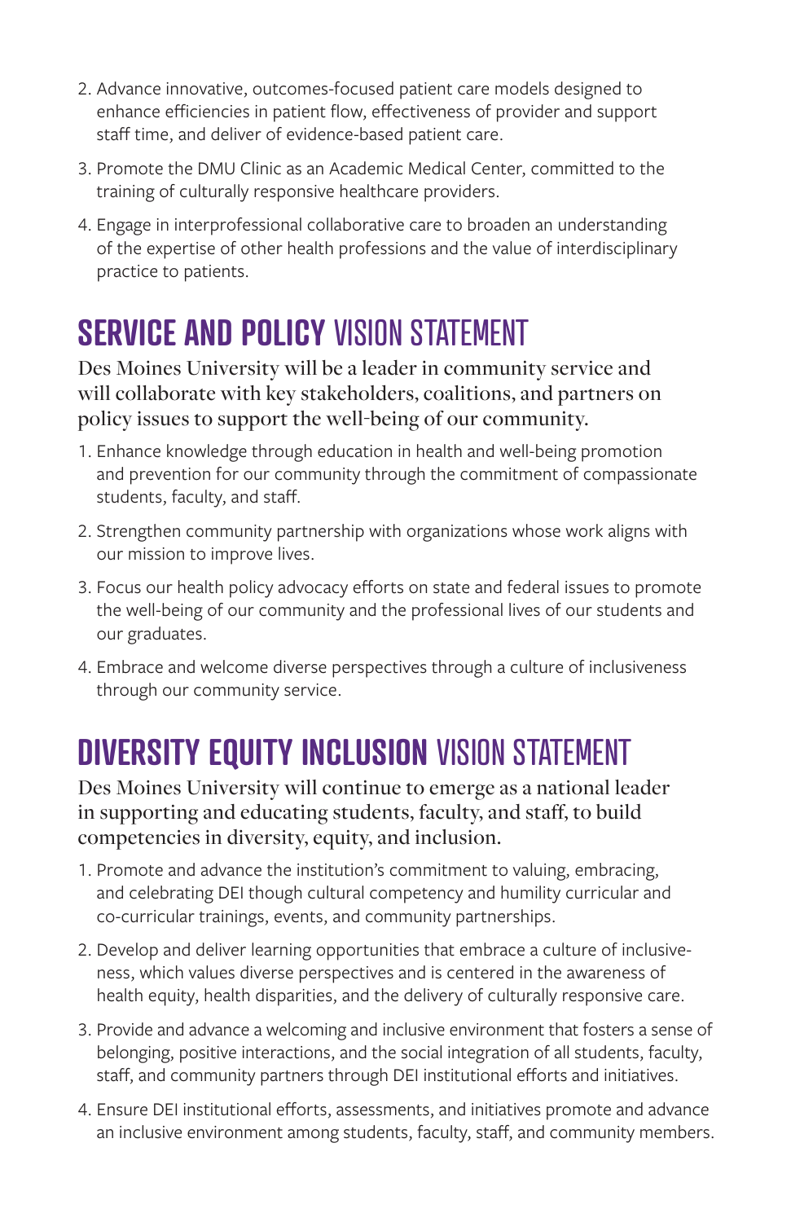2. Advance innovative, outcomes-focused patient care models designed to enhance efficiencies in patient flow, effectiveness of provider and support staff time, and deliver of evidence-based patient care.

3. Promote the DMU Clinic as an Academic Medical Center, committed to the training of culturally responsive healthcare providers.

4. Engage in interprofessional collaborative care to broaden an understanding of the expertise of other health professions and the value of interdisciplinary practice to patients.

## **SERVICE AND POLICY** VISION STATEMENT

Des Moines University will be a leader in community service and will collaborate with key stakeholders, coalitions, and partners on policy issues to support the well-being of our community.

1. Enhance knowledge through education in health and well-being promotion and prevention for our community through the commitment of compassionate students, faculty, and staff.

2. Strengthen community partnership with organizations whose work aligns with our mission to improve lives.

3. Focus our health policy advocacy efforts on state and federal issues to promote the well-being of our community and the professional lives of our students and our graduates.

4. Embrace and welcome diverse perspectives through a culture of inclusiveness through our community service.

## **DIVERSITY EQUITY INCLUSION** VISION STATEMENT

Des Moines University will continue to emerge as a national leader in supporting and educating students, faculty, and staff, to build competencies in diversity, equity, and inclusion.

1. Promote and advance the institution's commitment to valuing, embracing, and celebrating DEI though cultural competency and humility curricular and co-curricular trainings, events, and community partnerships.

2. Develop and deliver learning opportunities that embrace a culture of inclusiveness, which values diverse perspectives and is centered in the awareness of health equity, health disparities, and the delivery of culturally responsive care.

3. Provide and advance a welcoming and inclusive environment that fosters a sense of belonging, positive interactions, and the social integration of all students, faculty, staff, and community partners through DEI institutional efforts and initiatives.

4. Ensure DEI institutional efforts, assessments, and initiatives promote and advance an inclusive environment among students, faculty, staff, and community members.